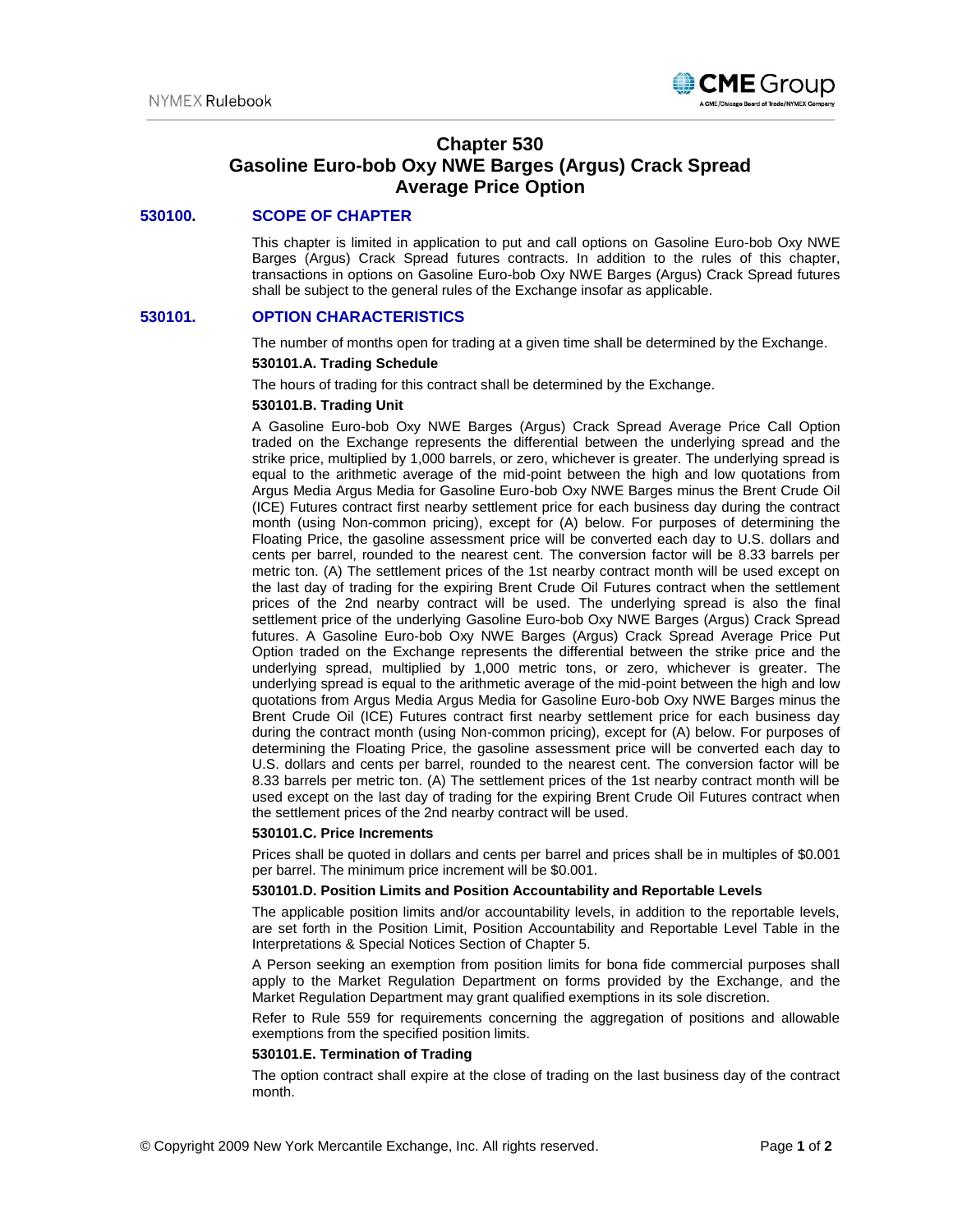# Chapter 530
# Gasoline Euro-bob Oxy NWE Barges (Argus) Crack Spread Average Price Option

## 530100. SCOPE OF CHAPTER

This chapter is limited in application to put and call options on Gasoline Euro-bob Oxy NWE Barges (Argus) Crack Spread futures contracts. In addition to the rules of this chapter, transactions in options on Gasoline Euro-bob Oxy NWE Barges (Argus) Crack Spread futures shall be subject to the general rules of the Exchange insofar as applicable.

## 530101. OPTION CHARACTERISTICS

The number of months open for trading at a given time shall be determined by the Exchange.

### 530101.A. Trading Schedule

The hours of trading for this contract shall be determined by the Exchange.

### 530101.B. Trading Unit

A Gasoline Euro-bob Oxy NWE Barges (Argus) Crack Spread Average Price Call Option traded on the Exchange represents the differential between the underlying spread and the strike price, multiplied by 1,000 barrels, or zero, whichever is greater. The underlying spread is equal to the arithmetic average of the mid-point between the high and low quotations from Argus Media Argus Media for Gasoline Euro-bob Oxy NWE Barges minus the Brent Crude Oil (ICE) Futures contract first nearby settlement price for each business day during the contract month (using Non-common pricing), except for (A) below. For purposes of determining the Floating Price, the gasoline assessment price will be converted each day to U.S. dollars and cents per barrel, rounded to the nearest cent. The conversion factor will be 8.33 barrels per metric ton. (A) The settlement prices of the 1st nearby contract month will be used except on the last day of trading for the expiring Brent Crude Oil Futures contract when the settlement prices of the 2nd nearby contract will be used. The underlying spread is also the final settlement price of the underlying Gasoline Euro-bob Oxy NWE Barges (Argus) Crack Spread futures. A Gasoline Euro-bob Oxy NWE Barges (Argus) Crack Spread Average Price Put Option traded on the Exchange represents the differential between the strike price and the underlying spread, multiplied by 1,000 metric tons, or zero, whichever is greater. The underlying spread is equal to the arithmetic average of the mid-point between the high and low quotations from Argus Media Argus Media for Gasoline Euro-bob Oxy NWE Barges minus the Brent Crude Oil (ICE) Futures contract first nearby settlement price for each business day during the contract month (using Non-common pricing), except for (A) below. For purposes of determining the Floating Price, the gasoline assessment price will be converted each day to U.S. dollars and cents per barrel, rounded to the nearest cent. The conversion factor will be 8.33 barrels per metric ton. (A) The settlement prices of the 1st nearby contract month will be used except on the last day of trading for the expiring Brent Crude Oil Futures contract when the settlement prices of the 2nd nearby contract will be used.

### 530101.C. Price Increments

Prices shall be quoted in dollars and cents per barrel and prices shall be in multiples of $0.001 per barrel. The minimum price increment will be $0.001.

### 530101.D. Position Limits and Position Accountability and Reportable Levels

The applicable position limits and/or accountability levels, in addition to the reportable levels, are set forth in the Position Limit, Position Accountability and Reportable Level Table in the Interpretations & Special Notices Section of Chapter 5.

A Person seeking an exemption from position limits for bona fide commercial purposes shall apply to the Market Regulation Department on forms provided by the Exchange, and the Market Regulation Department may grant qualified exemptions in its sole discretion.

Refer to Rule 559 for requirements concerning the aggregation of positions and allowable exemptions from the specified position limits.

### 530101.E. Termination of Trading

The option contract shall expire at the close of trading on the last business day of the contract month.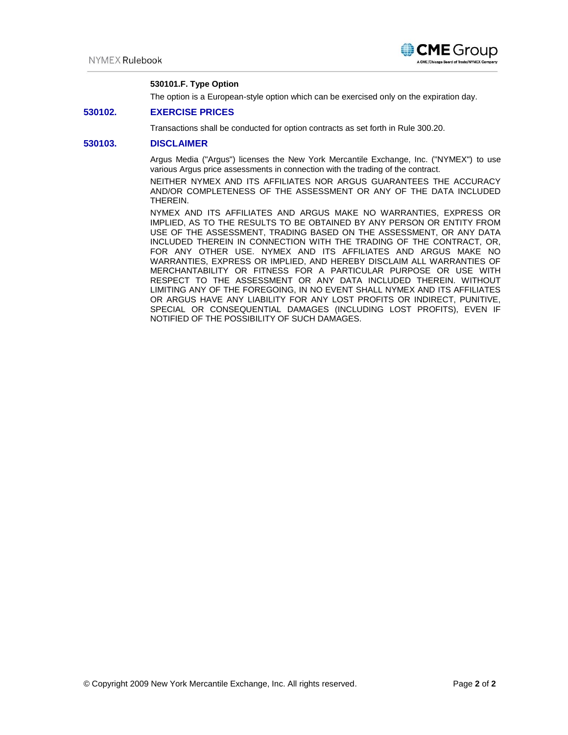**530101.F. Type Option**

The option is a European-style option which can be exercised only on the expiration day.

## 530102. EXERCISE PRICES

Transactions shall be conducted for option contracts as set forth in Rule 300.20.

## 530103. DISCLAIMER

Argus Media ("Argus") licenses the New York Mercantile Exchange, Inc. ("NYMEX") to use various Argus price assessments in connection with the trading of the contract.

NEITHER NYMEX AND ITS AFFILIATES NOR ARGUS GUARANTEES THE ACCURACY AND/OR COMPLETENESS OF THE ASSESSMENT OR ANY OF THE DATA INCLUDED THEREIN.

NYMEX AND ITS AFFILIATES AND ARGUS MAKE NO WARRANTIES, EXPRESS OR IMPLIED, AS TO THE RESULTS TO BE OBTAINED BY ANY PERSON OR ENTITY FROM USE OF THE ASSESSMENT, TRADING BASED ON THE ASSESSMENT, OR ANY DATA INCLUDED THEREIN IN CONNECTION WITH THE TRADING OF THE CONTRACT, OR, FOR ANY OTHER USE. NYMEX AND ITS AFFILIATES AND ARGUS MAKE NO WARRANTIES, EXPRESS OR IMPLIED, AND HEREBY DISCLAIM ALL WARRANTIES OF MERCHANTABILITY OR FITNESS FOR A PARTICULAR PURPOSE OR USE WITH RESPECT TO THE ASSESSMENT OR ANY DATA INCLUDED THEREIN. WITHOUT LIMITING ANY OF THE FOREGOING, IN NO EVENT SHALL NYMEX AND ITS AFFILIATES OR ARGUS HAVE ANY LIABILITY FOR ANY LOST PROFITS OR INDIRECT, PUNITIVE, SPECIAL OR CONSEQUENTIAL DAMAGES (INCLUDING LOST PROFITS), EVEN IF NOTIFIED OF THE POSSIBILITY OF SUCH DAMAGES.